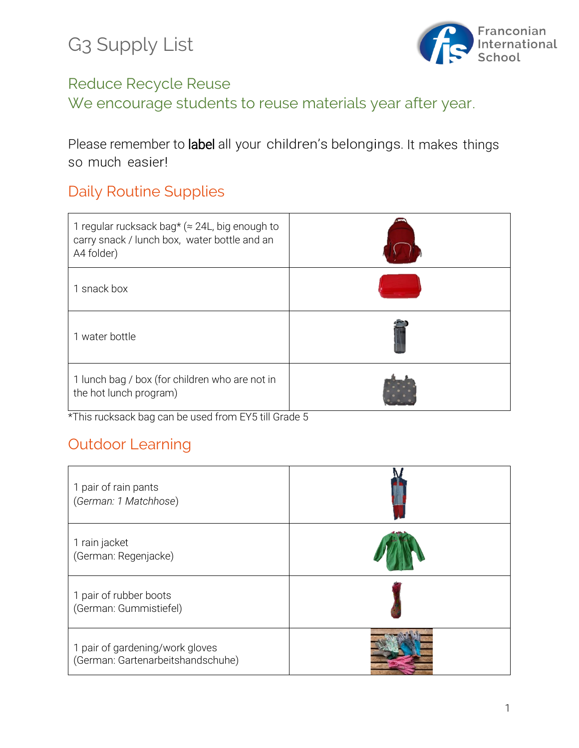# G3 Supply List

Franconian International School

## Reduce Recycle Reuse
## We encourage students to reuse materials year after year.

Please remember to **label** all your children's belongings. It makes things so much easier!

## Daily Routine Supplies

| | |
|---|---|
| 1 regular rucksack bag* (≈ 24L, big enough to carry snack / lunch box, water bottle and an A4 folder) | |
| 1 snack box | |
| 1 water bottle | |
| 1 lunch bag / box (for children who are not in the hot lunch program) | |

*This rucksack bag can be used from EY5 till Grade 5

## Outdoor Learning

| | |
|---|---|
| 1 pair of rain pants (*German: 1 Matchhose*) | |
| 1 rain jacket (German: Regenjacke) | |
| 1 pair of rubber boots (German: Gummistiefel) | |
| 1 pair of gardening/work gloves (German: Gartenarbeitshandschuhe) | |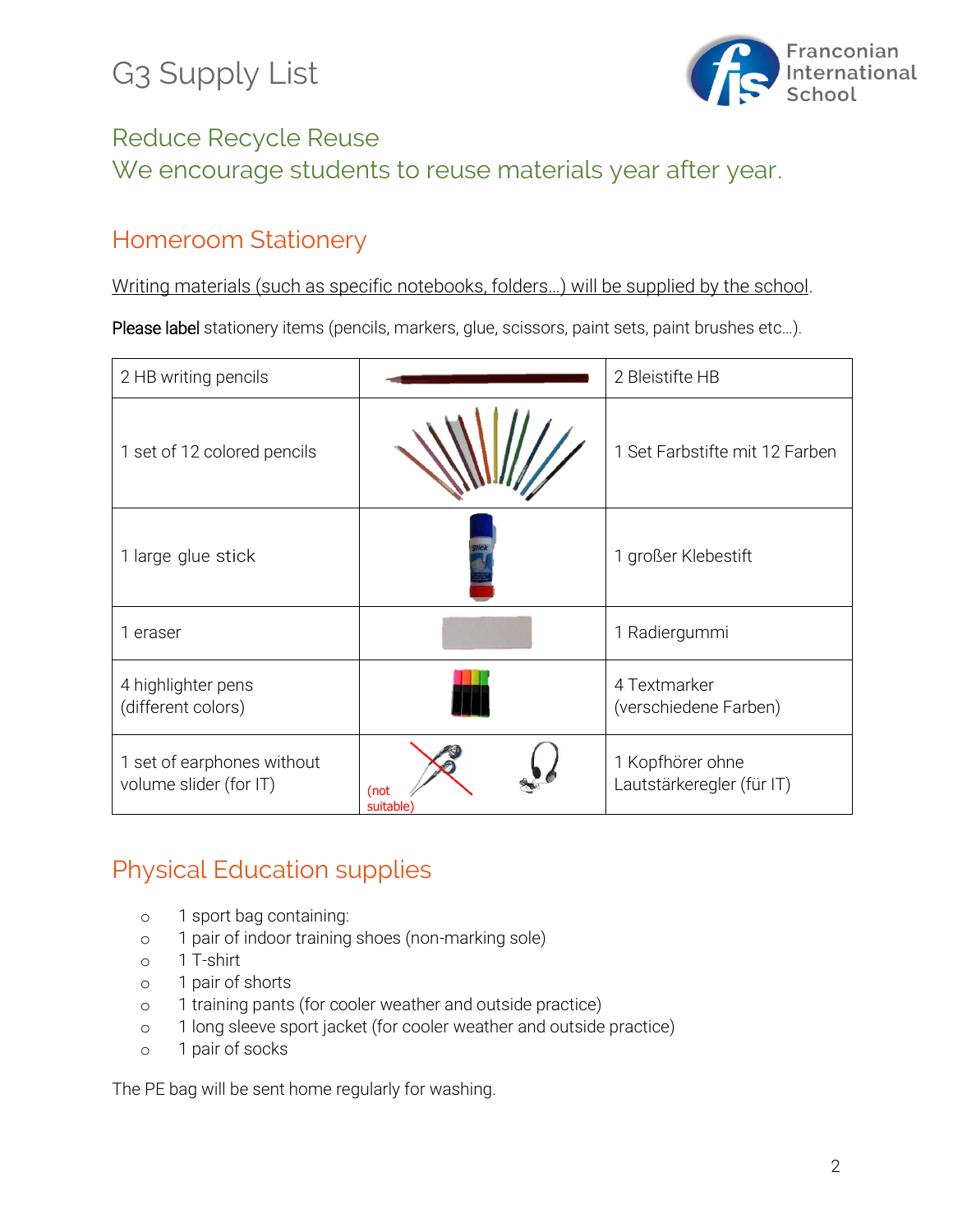# G3 Supply List

## Reduce Recycle Reuse
## We encourage students to reuse materials year after year.

## Homeroom Stationery

Writing materials (such as specific notebooks, folders…) will be supplied by the school.

**Please label** stationery items (pencils, markers, glue, scissors, paint sets, paint brushes etc…).

| | | |
|---|---|---|
| 2 HB writing pencils | | 2 Bleistifte HB |
| 1 set of 12 colored pencils | | 1 Set Farbstifte mit 12 Farben |
| 1 large glue stick | | 1 großer Klebestift |
| 1 eraser | | 1 Radiergummi |
| 4 highlighter pens (different colors) | | 4 Textmarker (verschiedene Farben) |
| 1 set of earphones without volume slider (for IT) | (not suitable) | 1 Kopfhörer ohne Lautstärkeregler (für IT) |

## Physical Education supplies

- 1 sport bag containing:
- 1 pair of indoor training shoes (non-marking sole)
- 1 T-shirt
- 1 pair of shorts
- 1 training pants (for cooler weather and outside practice)
- 1 long sleeve sport jacket (for cooler weather and outside practice)
- 1 pair of socks

The PE bag will be sent home regularly for washing.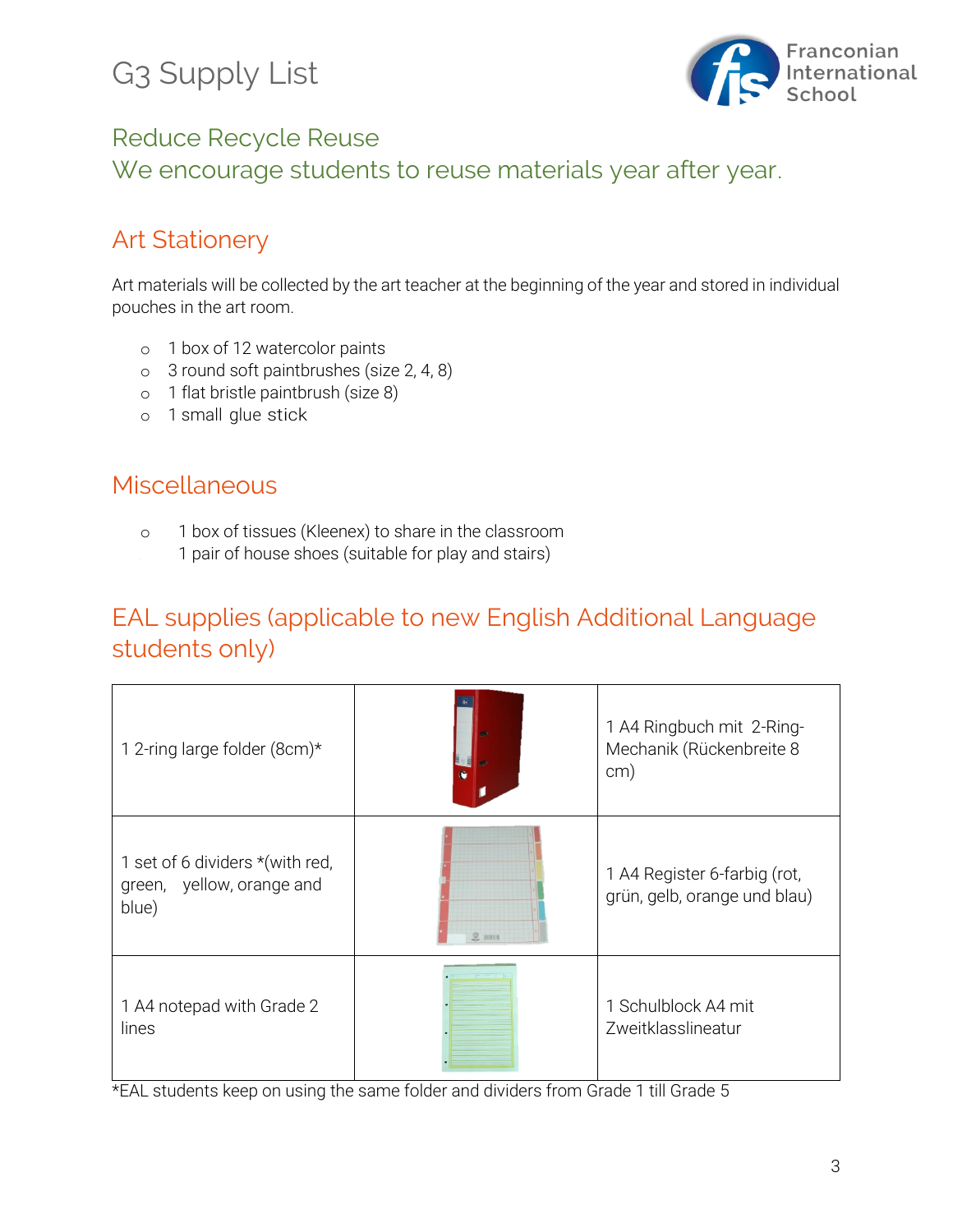# G3 Supply List

## Reduce Recycle Reuse
## We encourage students to reuse materials year after year.

## Art Stationery

Art materials will be collected by the art teacher at the beginning of the year and stored in individual pouches in the art room.

- 1 box of 12 watercolor paints
- 3 round soft paintbrushes (size 2, 4, 8)
- 1 flat bristle paintbrush (size 8)
- 1 small glue stick

## Miscellaneous

- 1 box of tissues (Kleenex) to share in the classroom
- 1 pair of house shoes (suitable for play and stairs)

## EAL supplies (applicable to new English Additional Language students only)

| | | |
|---|---|---|
| 1 2-ring large folder (8cm)* | | 1 A4 Ringbuch mit 2-Ring-Mechanik (Rückenbreite 8 cm) |
| 1 set of 6 dividers *(with red, green, yellow, orange and blue) | | 1 A4 Register 6-farbig (rot, grün, gelb, orange und blau) |
| 1 A4 notepad with Grade 2 lines | | 1 Schulblock A4 mit Zweitklasslineatur |

*EAL students keep on using the same folder and dividers from Grade 1 till Grade 5